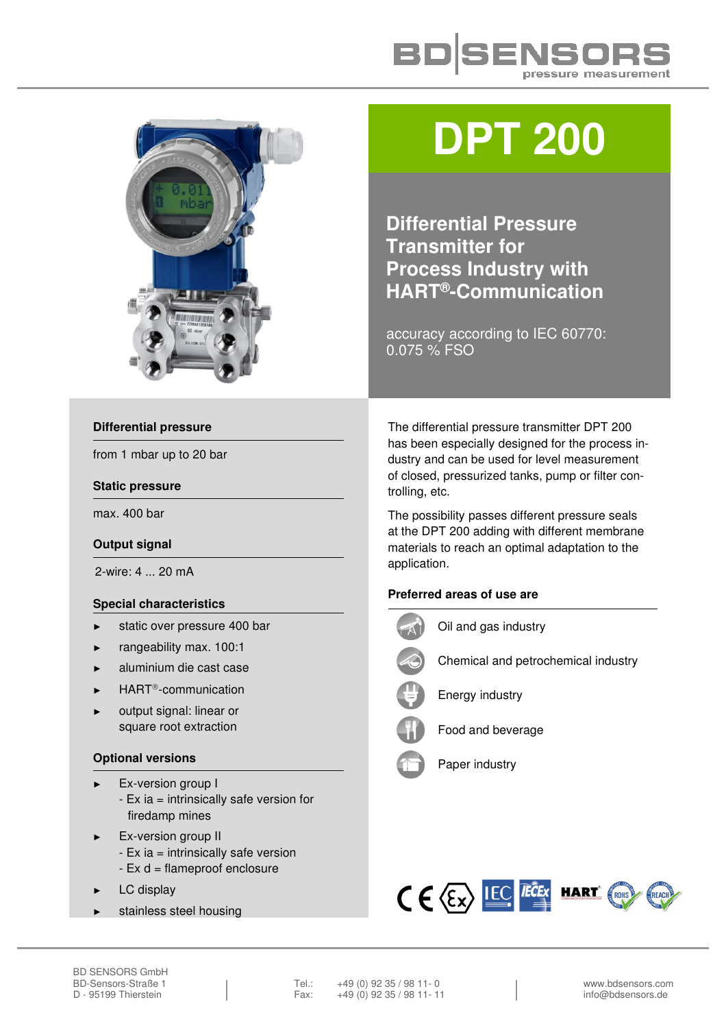# DPT 200

## Differential Pressure Transmitter for Process Industry with HART®-Communication

accuracy according to IEC 60770: 0.075 % FSO

### Differential pressure

from 1 mbar up to 20 bar

### Static pressure

max. 400 bar

### Output signal

2-wire: 4 ... 20 mA

### Special characteristics

- static over pressure 400 bar
- rangeability max. 100:1
- aluminium die cast case
- HART®-communication
- output signal: linear or square root extraction

### Optional versions

- Ex-version group I
  - Ex ia = intrinsically safe version for firedamp mines
- Ex-version group II
  - Ex ia = intrinsically safe version
  - Ex d = flameproof enclosure
- LC display
- stainless steel housing

The differential pressure transmitter DPT 200 has been especially designed for the process industry and can be used for level measurement of closed, pressurized tanks, pump or filter controlling, etc.

The possibility passes different pressure seals at the DPT 200 adding with different membrane materials to reach an optimal adaptation to the application.

### Preferred areas of use are

- Oil and gas industry
- Chemical and petrochemical industry
- Energy industry
- Food and beverage
- Paper industry

BD SENSORS GmbH
BD-Sensors-Straße 1
D - 95199 Thierstein

Tel.: +49 (0) 92 35 / 98 11- 0
Fax: +49 (0) 92 35 / 98 11- 11

www.bdsensors.com
info@bdsensors.de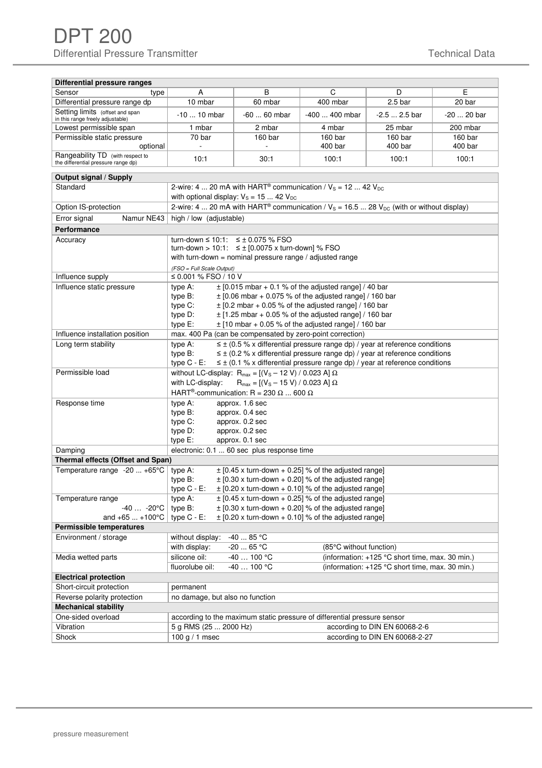# DPT 200

Differential Pressure Transmitter

Technical Data

| Differential pressure ranges | | | | | |
|---|---|---|---|---|---|
| Sensor type | A | B | C | D | E |
| Differential pressure range dp | 10 mbar | 60 mbar | 400 mbar | 2.5 bar | 20 bar |
| Setting limits (offset and span in this range freely adjustable) | -10 ... 10 mbar | -60 ... 60 mbar | -400 ... 400 mbar | -2.5 ... 2.5 bar | -20 ... 20 bar |
| Lowest permissible span | 1 mbar | 2 mbar | 4 mbar | 25 mbar | 200 mbar |
| Permissible static pressure | 70 bar | 160 bar | 160 bar | 160 bar | 160 bar |
| optional | - | - | 400 bar | 400 bar | 400 bar |
| Rangeability TD (with respect to the differential pressure range dp) | 10:1 | 30:1 | 100:1 | 100:1 | 100:1 |

| **Output signal / Supply** | |
|---|---|
| Standard | 2-wire: 4 ... 20 mA with HART® communication / $V_S$ = 12 ... 42 $V_{DC}$<br>with optional display: $V_S$ = 15 ... 42 $V_{DC}$ |
| Option IS-protection | 2-wire: 4 ... 20 mA with HART® communication / $V_S$ = 16.5 ... 28 $V_{DC}$ (with or without display) |
| Error signal Namur NE43 | high / low (adjustable) |
| **Performance** | |
| Accuracy | turn-down ≤ 10:1: ≤ ± 0.075 % FSO<br>turn-down > 10:1: ≤ ± [0.0075 x turn-down] % FSO<br>with turn-down = nominal pressure range / adjusted range<br>*(FSO = Full Scale Output)* |
| Influence supply | ≤ 0.001 % FSO / 10 V |
| Influence static pressure | type A: ± [0.015 mbar + 0.1 % of the adjusted range] / 40 bar<br>type B: ± [0.06 mbar + 0.075 % of the adjusted range] / 160 bar<br>type C: ± [0.2 mbar + 0.05 % of the adjusted range] / 160 bar<br>type D: ± [1.25 mbar + 0.05 % of the adjusted range] / 160 bar<br>type E: ± [10 mbar + 0.05 % of the adjusted range] / 160 bar |
| Influence installation position | max. 400 Pa (can be compensated by zero-point correction) |
| Long term stability | type A: ≤ ± (0.5 % x differential pressure range dp) / year at reference conditions<br>type B: ≤ ± (0.2 % x differential pressure range dp) / year at reference conditions<br>type C - E: ≤ ± (0.1 % x differential pressure range dp) / year at reference conditions |
| Permissible load | without LC-display: $R_{max}$ = [($V_S$ – 12 V) / 0.023 A] Ω<br>with LC-display: $R_{max}$ = [($V_S$ – 15 V) / 0.023 A] Ω<br>HART®-communication: R = 230 Ω ... 600 Ω |
| Response time | type A: approx. 1.6 sec<br>type B: approx. 0.4 sec<br>type C: approx. 0.2 sec<br>type D: approx. 0.2 sec<br>type E: approx. 0.1 sec |
| Damping | electronic: 0.1 ... 60 sec plus response time |
| **Thermal effects (Offset and Span)** | |
| Temperature range -20 ... +65°C | type A: ± [0.45 x turn-down + 0.25] % of the adjusted range]<br>type B: ± [0.30 x turn-down + 0.20] % of the adjusted range]<br>type C - E: ± [0.20 x turn-down + 0.10] % of the adjusted range] |
| Temperature range -40 … -20°C and +65 ... +100°C | type A: ± [0.45 x turn-down + 0.25] % of the adjusted range]<br>type B: ± [0.30 x turn-down + 0.20] % of the adjusted range]<br>type C - E: ± [0.20 x turn-down + 0.10] % of the adjusted range] |
| **Permissible temperatures** | |
| Environment / storage | without display: -40 ... 85 °C<br>with display: -20 ... 65 °C (85°C without function) |
| Media wetted parts | silicone oil: -40 … 100 °C (information: +125 °C short time, max. 30 min.)<br>fluorolube oil: -40 … 100 °C (information: +125 °C short time, max. 30 min.) |
| **Electrical protection** | |
| Short-circuit protection | permanent |
| Reverse polarity protection | no damage, but also no function |
| **Mechanical stability** | |
| One-sided overload | according to the maximum static pressure of differential pressure sensor |
| Vibration | 5 g RMS (25 ... 2000 Hz) according to DIN EN 60068-2-6 |
| Shock | 100 g / 1 msec according to DIN EN 60068-2-27 |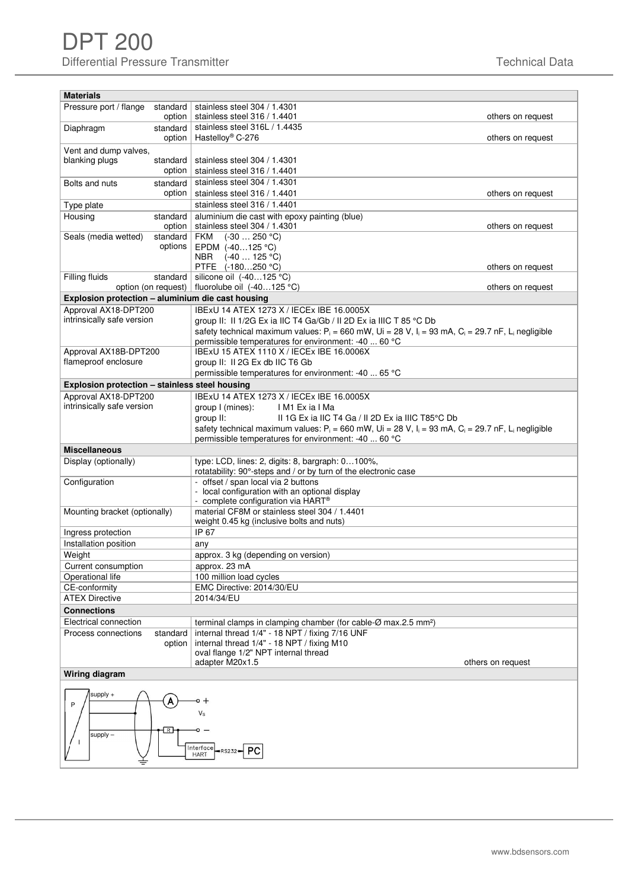# DPT 200

Differential Pressure Transmitter

Technical Data

| **Materials** | | | |
|---|---|---|---|
| Pressure port / flange | standard | stainless steel 304 / 1.4301 | |
| | option | stainless steel 316 / 1.4401 | others on request |
| Diaphragm | standard | stainless steel 316L / 1.4435 | |
| | option | Hastelloy® C-276 | others on request |
| Vent and dump valves, blanking plugs | standard | stainless steel 304 / 1.4301 | |
| | option | stainless steel 316 / 1.4401 | |
| Bolts and nuts | standard | stainless steel 304 / 1.4301 | |
| | option | stainless steel 316 / 1.4401 | others on request |
| Type plate | | stainless steel 316 / 1.4401 | |
| Housing | standard | aluminium die cast with epoxy painting (blue) | |
| | option | stainless steel 304 / 1.4301 | others on request |
| Seals (media wetted) | standard | FKM (-30 … 250 °C) | |
| | options | EPDM (-40…125 °C)<br>NBR (-40 … 125 °C)<br>PTFE (-180…250 °C) | others on request |
| Filling fluids | standard | silicone oil (-40…125 °C) | |
| | option (on request) | fluorolube oil (-40…125 °C) | others on request |

| **Explosion protection – aluminium die cast housing** | |
|---|---|
| Approval AX18-DPT200<br>intrinsically safe version | IBExU 14 ATEX 1273 X / IECEx IBE 16.0005X<br>group II: II 1/2G Ex ia IIC T4 Ga/Gb / II 2D Ex ia IIIC T 85 °C Db<br>safety technical maximum values: $P_i$ = 660 mW, Ui = 28 V, $I_i$ = 93 mA, $C_i$ = 29.7 nF, $L_i$ negligible<br>permissible temperatures for environment: -40 ... 60 °C |
| Approval AX18B-DPT200<br>flameproof enclosure | IBExU 15 ATEX 1110 X / IECEx IBE 16.0006X<br>group II: II 2G Ex db IIC T6 Gb<br>permissible temperatures for environment: -40 ... 65 °C |

| **Explosion protection – stainless steel housing** | |
|---|---|
| Approval AX18-DPT200<br>intrinsically safe version | IBExU 14 ATEX 1273 X / IECEx IBE 16.0005X<br>group I (mines): I M1 Ex ia I Ma<br>group II: II 1G Ex ia IIC T4 Ga / II 2D Ex ia IIIC T85°C Db<br>safety technical maximum values: $P_i$ = 660 mW, Ui = 28 V, $I_i$ = 93 mA, $C_i$ = 29.7 nF, $L_i$ negligible<br>permissible temperatures for environment: -40 ... 60 °C |

| **Miscellaneous** | |
|---|---|
| Display (optionally) | type: LCD, lines: 2, digits: 8, bargraph: 0…100%,<br>rotatability: 90°-steps and / or by turn of the electronic case |
| Configuration | - offset / span local via 2 buttons<br>- local configuration with an optional display<br>- complete configuration via HART® |
| Mounting bracket (optionally) | material CF8M or stainless steel 304 / 1.4401<br>weight 0.45 kg (inclusive bolts and nuts) |
| Ingress protection | IP 67 |
| Installation position | any |
| Weight | approx. 3 kg (depending on version) |
| Current consumption | approx. 23 mA |
| Operational life | 100 million load cycles |
| CE-conformity | EMC Directive: 2014/30/EU |
| ATEX Directive | 2014/34/EU |

| **Connections** | | | |
|---|---|---|---|
| Electrical connection | | terminal clamps in clamping chamber (for cable-Ø max.2.5 mm²) | |
| Process connections | standard | internal thread 1/4" - 18 NPT / fixing 7/16 UNF | |
| | option | internal thread 1/4" - 18 NPT / fixing M10<br>oval flange 1/2" NPT internal thread<br>adapter M20x1.5 | others on request |

**Wiring diagram**

supply + — A — + $V_S$ — supply – — R — Interface HART — RS232 — PC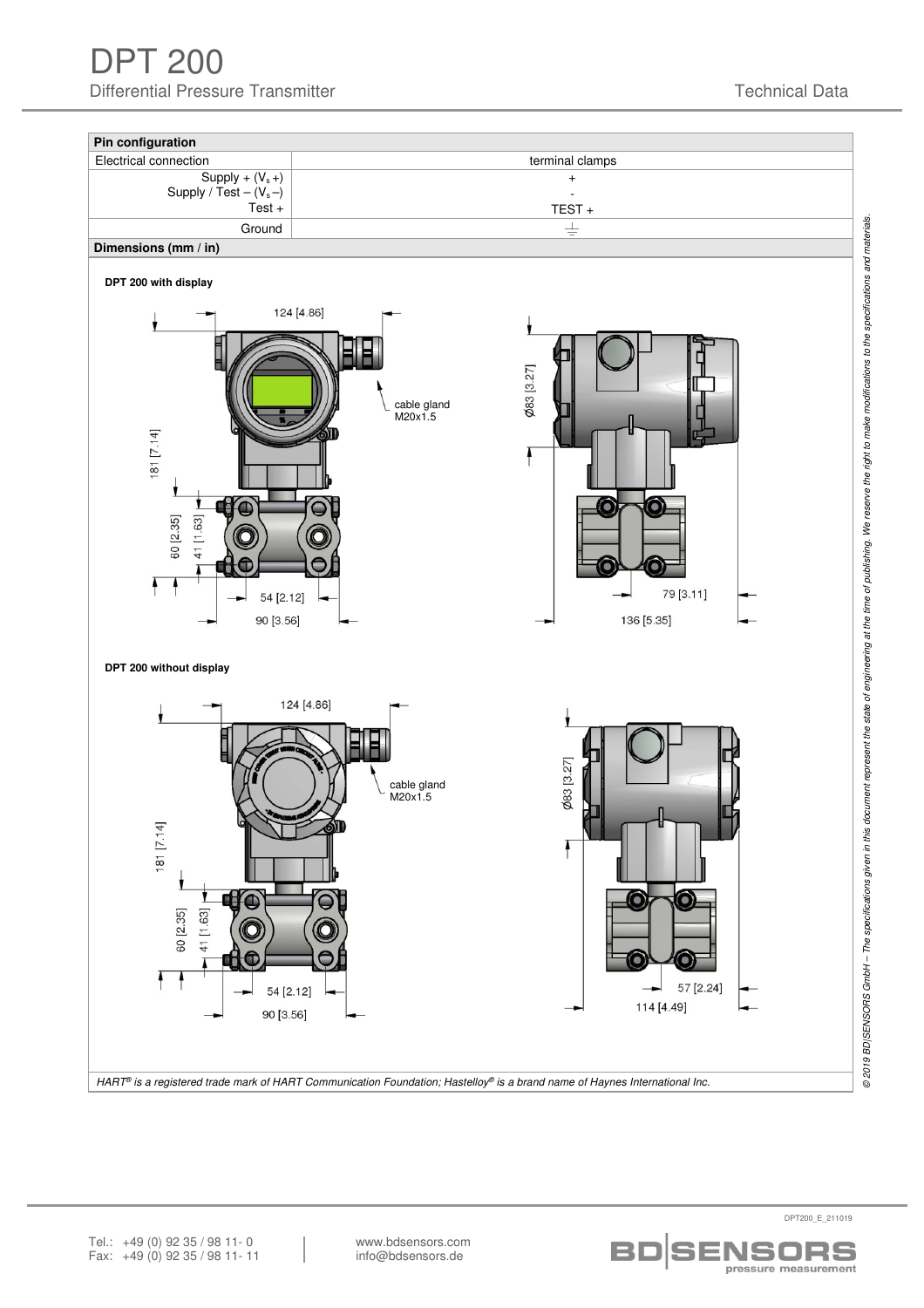| Pin configuration | |
|---|---|
| Electrical connection | terminal clamps |
| Supply + ($V_s$+)<br>Supply / Test – ($V_s$–)<br>Test + | +<br>-<br>TEST + |
| Ground | ⏚ |

**Dimensions (mm / in)**

**DPT 200 with display**

124 [4.86]

cable gland M20x1.5

181 [7.14]

60 [2.35]

41 [1.63]

54 [2.12]

90 [3.56]

Ø83 [3.27]

79 [3.11]

136 [5.35]

**DPT 200 without display**

124 [4.86]

cable gland M20x1.5

181 [7.14]

60 [2.35]

41 [1.63]

54 [2.12]

90 [3.56]

Ø83 [3.27]

57 [2.24]

114 [4.49]

*HART® is a registered trade mark of HART Communication Foundation; Hastelloy® is a brand name of Haynes International Inc.*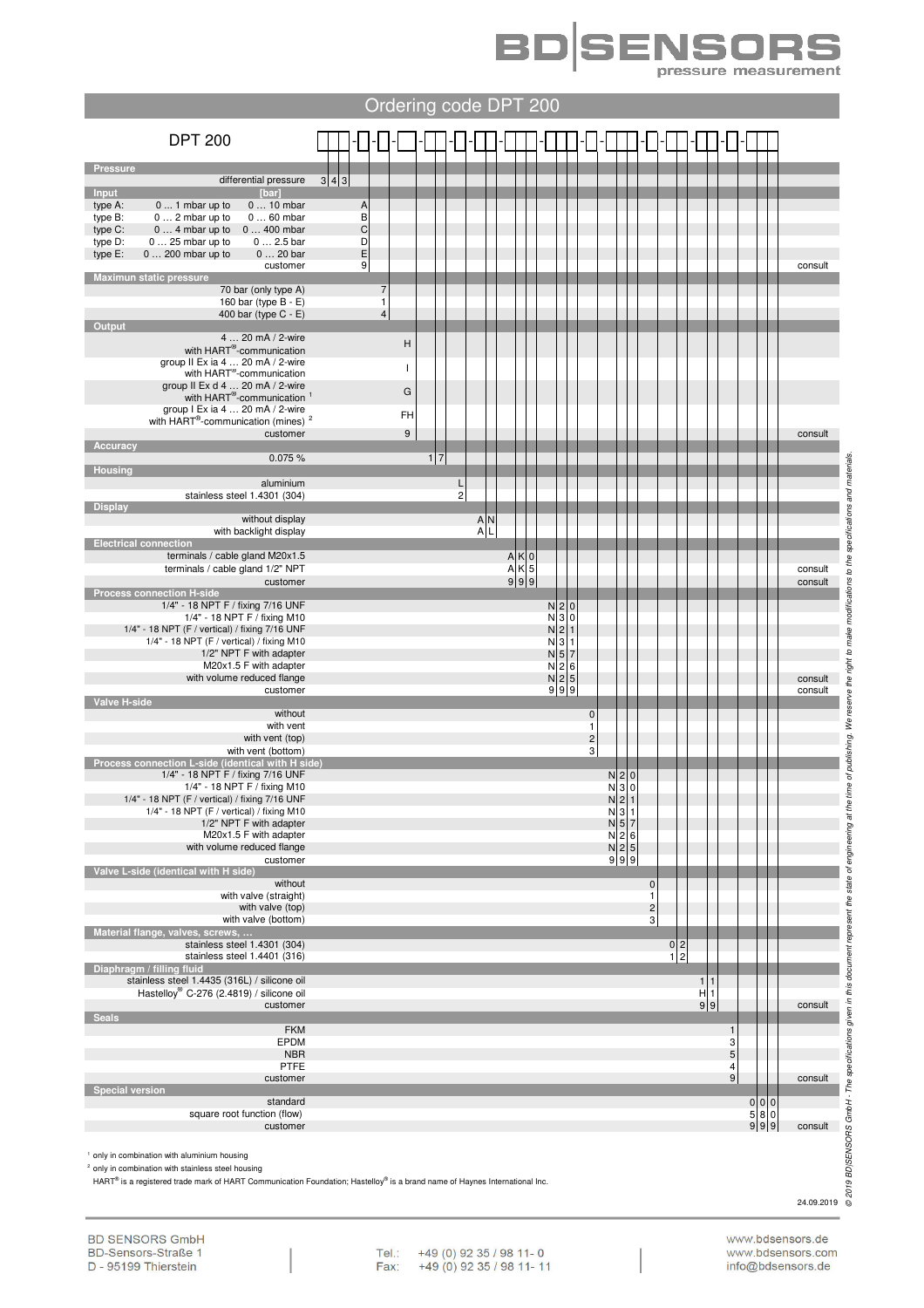# Ordering code DPT 200

**DPT 200** ☐☐☐-☐-☐-☐☐-☐☐-☐-☐☐-☐☐☐-☐☐☐-☐-☐☐☐-☐-☐☐-☐☐-☐-☐☐☐

| Option | Code | Note |
|---|---|---|
| **Pressure** | | |
| differential pressure | 3 4 3 | |
| **Input** [bar] | | |
| type A: 0 … 1 mbar up to 0 … 10 mbar | A | |
| type B: 0 … 2 mbar up to 0 … 60 mbar | B | |
| type C: 0 … 4 mbar up to 0 … 400 mbar | C | |
| type D: 0 … 25 mbar up to 0 … 2.5 bar | D | |
| type E: 0 … 200 mbar up to 0 … 20 bar | E | |
| customer | 9 | consult |
| **Maximun static pressure** | | |
| 70 bar (only type A) | 7 | |
| 160 bar (type B - E) | 1 | |
| 400 bar (type C - E) | 4 | |
| **Output** | | |
| 4 … 20 mA / 2-wire with HART®-communication | H | |
| group II Ex ia 4 … 20 mA / 2-wire with HART®-communication | I | |
| group II Ex d 4 … 20 mA / 2-wire with HART®-communication [1] | G | |
| group I Ex ia 4 … 20 mA / 2-wire with HART®-communication (mines) [2] | FH | |
| customer | 9 | consult |
| **Accuracy** | | |
| 0.075 % | 1 7 | |
| **Housing** | | |
| aluminium | L | |
| stainless steel 1.4301 (304) | 2 | |
| **Display** | | |
| without display | A N | |
| with backlight display | A L | |
| **Electrical connection** | | |
| terminals / cable gland M20x1.5 | A K 0 | |
| terminals / cable gland 1/2" NPT | A K 5 | consult |
| customer | 9 9 9 | consult |
| **Process connection H-side** | | |
| 1/4" - 18 NPT F / fixing 7/16 UNF | N 2 0 | |
| 1/4" - 18 NPT F / fixing M10 | N 3 0 | |
| 1/4" - 18 NPT (F / vertical) / fixing 7/16 UNF | N 2 1 | |
| 1/4" - 18 NPT (F / vertical) / fixing M10 | N 3 1 | |
| 1/2" NPT F with adapter | N 5 7 | |
| M20x1.5 F with adapter | N 2 6 | |
| with volume reduced flange | N 2 5 | consult |
| customer | 9 9 9 | consult |
| **Valve H-side** | | |
| without | 0 | |
| with vent | 1 | |
| with vent (top) | 2 | |
| with vent (bottom) | 3 | |
| **Process connection L-side (identical with H side)** | | |
| 1/4" - 18 NPT F / fixing 7/16 UNF | N 2 0 | |
| 1/4" - 18 NPT F / fixing M10 | N 3 0 | |
| 1/4" - 18 NPT (F / vertical) / fixing 7/16 UNF | N 2 1 | |
| 1/4" - 18 NPT (F / vertical) / fixing M10 | N 3 1 | |
| 1/2" NPT F with adapter | N 5 7 | |
| M20x1.5 F with adapter | N 2 6 | |
| with volume reduced flange | N 2 5 | |
| customer | 9 9 9 | |
| **Valve L-side (identical with H side)** | | |
| without | 0 | |
| with valve (straight) | 1 | |
| with valve (top) | 2 | |
| with valve (bottom) | 3 | |
| **Material flange, valves, screws, …** | | |
| stainless steel 1.4301 (304) | 0 2 | |
| stainless steel 1.4401 (316) | 1 2 | |
| **Diaphragm / filling fluid** | | |
| stainless steel 1.4435 (316L) / silicone oil | 1 1 | |
| Hastelloy® C-276 (2.4819) / silicone oil | H 1 | |
| customer | 9 9 | consult |
| **Seals** | | |
| FKM | 1 | |
| EPDM | 3 | |
| NBR | 5 | |
| PTFE | 4 | |
| customer | 9 | consult |
| **Special version** | | |
| standard | 0 0 0 | |
| square root function (flow) | 5 8 0 | |
| customer | 9 9 9 | consult |

[1] only in combination with aluminium housing

[2] only in combination with stainless steel housing

HART® is a registered trade mark of HART Communication Foundation; Hastelloy® is a brand name of Haynes International Inc.

24.09.2019

© 2019 BD|SENSORS GmbH - The specifications given in this document represent the state of engineering at the time of publishing. We reserve the right to make modifications to the specifications and materials.

BD SENSORS GmbH
BD-Sensors-Straße 1
D - 95199 Thierstein

Tel.: +49 (0) 92 35 / 98 11- 0
Fax: +49 (0) 92 35 / 98 11- 11

www.bdsensors.de
www.bdsensors.com
info@bdsensors.de